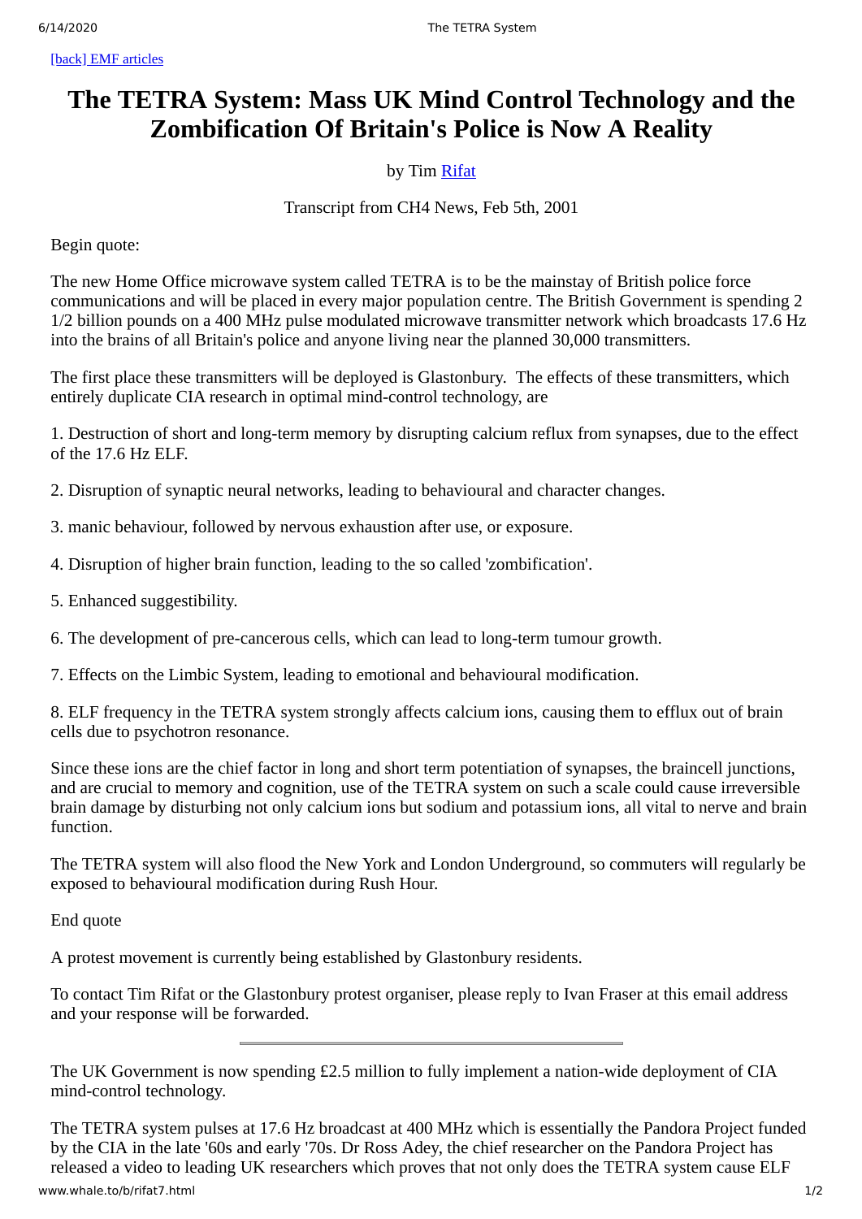[back] EMF articles

# The TETRA System: Mass UK Mind Control Technology and the Zombification Of Britain's Police is Now A Reality

by Tim Rifat

Transcript from CH4 News, Feb 5th, 2001

Begin quote:

The new Home Office microwave system called TETRA is to be the mainstay of British police force communications and will be placed in every major population centre. The British Government is spending 2 1/2 billion pounds on a 400 MHz pulse modulated microwave transmitter network which broadcasts 17.6 Hz into the brains of all Britain's police and anyone living near the planned 30,000 transmitters.

The first place these transmitters will be deployed is Glastonbury. The effects of these transmitters, which entirely duplicate CIA research in optimal mind-control technology, are

1. Destruction of short and long-term memory by disrupting calcium reflux from synapses, due to the effect of the 17.6 Hz ELF.

2. Disruption of synaptic neural networks, leading to behavioural and character changes.

3. manic behaviour, followed by nervous exhaustion after use, or exposure.

4. Disruption of higher brain function, leading to the so called 'zombification'.

5. Enhanced suggestibility.

6. The development of pre-cancerous cells, which can lead to long-term tumour growth.

7. Effects on the Limbic System, leading to emotional and behavioural modification.

8. ELF frequency in the TETRA system strongly affects calcium ions, causing them to efflux out of brain cells due to psychotron resonance.

Since these ions are the chief factor in long and short term potentiation of synapses, the braincell junctions, and are crucial to memory and cognition, use of the TETRA system on such a scale could cause irreversible brain damage by disturbing not only calcium ions but sodium and potassium ions, all vital to nerve and brain function.

The TETRA system will also flood the New York and London Underground, so commuters will regularly be exposed to behavioural modification during Rush Hour.

End quote

A protest movement is currently being established by Glastonbury residents.

To contact Tim Rifat or the Glastonbury protest organiser, please reply to Ivan Fraser at this email address and your response will be forwarded.

---

The UK Government is now spending £2.5 million to fully implement a nation-wide deployment of CIA mind-control technology.

The TETRA system pulses at 17.6 Hz broadcast at 400 MHz which is essentially the Pandora Project funded by the CIA in the late '60s and early '70s. Dr Ross Adey, the chief researcher on the Pandora Project has released a video to leading UK researchers which proves that not only does the TETRA system cause ELF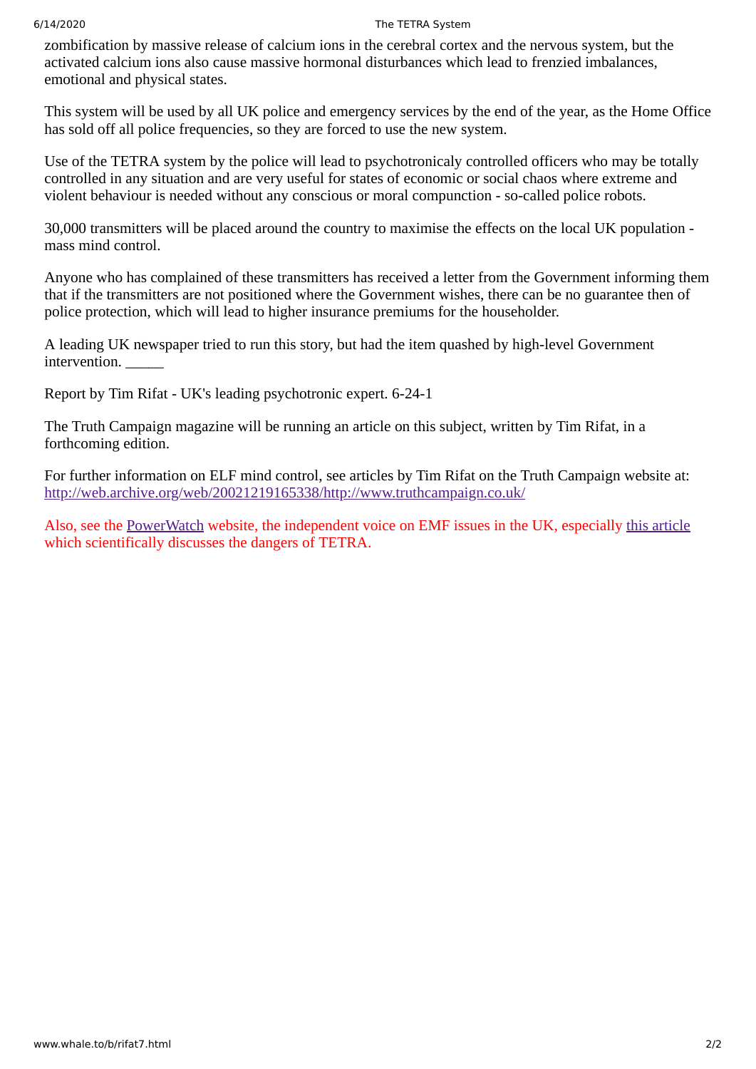zombification by massive release of calcium ions in the cerebral cortex and the nervous system, but the activated calcium ions also cause massive hormonal disturbances which lead to frenzied imbalances, emotional and physical states.

This system will be used by all UK police and emergency services by the end of the year, as the Home Office has sold off all police frequencies, so they are forced to use the new system.

Use of the TETRA system by the police will lead to psychotronicaly controlled officers who may be totally controlled in any situation and are very useful for states of economic or social chaos where extreme and violent behaviour is needed without any conscious or moral compunction - so-called police robots.

30,000 transmitters will be placed around the country to maximise the effects on the local UK population - mass mind control.

Anyone who has complained of these transmitters has received a letter from the Government informing them that if the transmitters are not positioned where the Government wishes, there can be no guarantee then of police protection, which will lead to higher insurance premiums for the householder.

A leading UK newspaper tried to run this story, but had the item quashed by high-level Government intervention. _____

Report by Tim Rifat - UK's leading psychotronic expert. 6-24-1

The Truth Campaign magazine will be running an article on this subject, written by Tim Rifat, in a forthcoming edition.

For further information on ELF mind control, see articles by Tim Rifat on the Truth Campaign website at: [http://web.archive.org/web/20021219165338/http://www.truthcampaign.co.uk/](http://web.archive.org/web/20021219165338/http://www.truthcampaign.co.uk/)

Also, see the PowerWatch website, the independent voice on EMF issues in the UK, especially this article which scientifically discusses the dangers of TETRA.